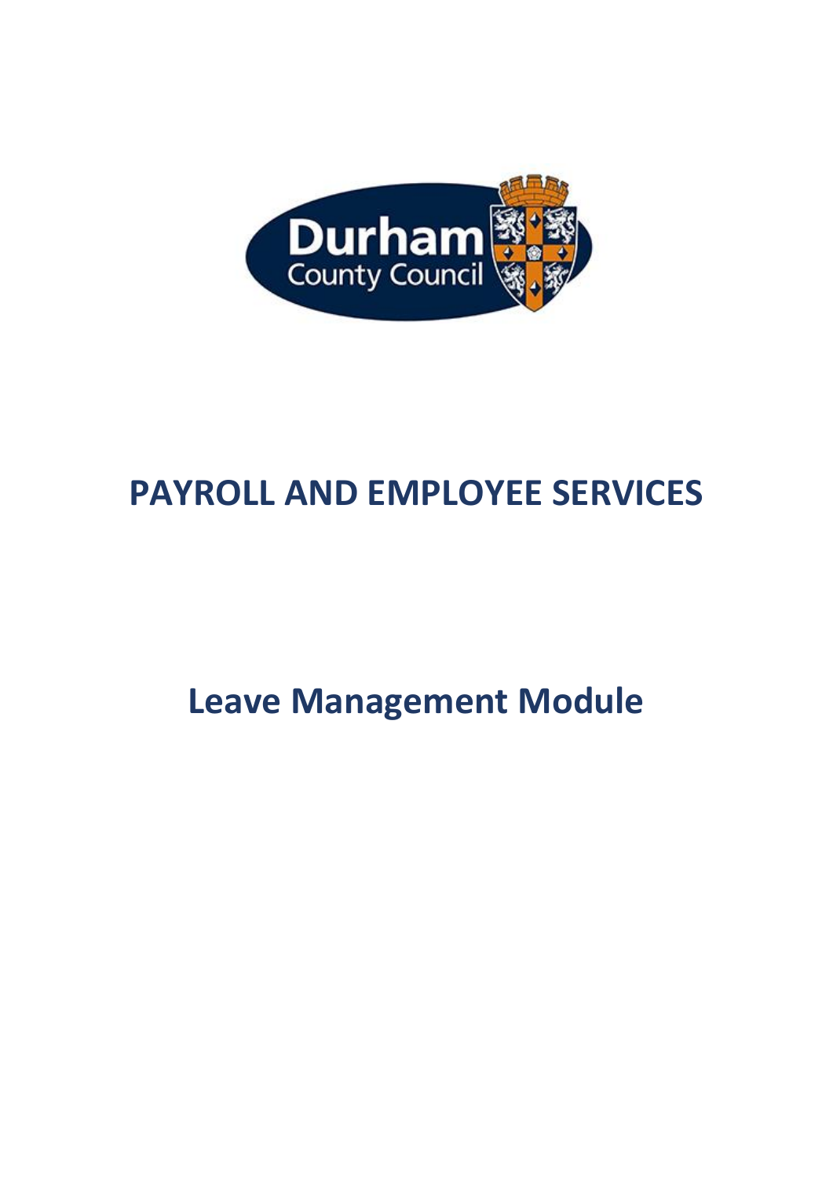# PAYROLL AND EMPLOYEE SERVICES

## Leave Management Module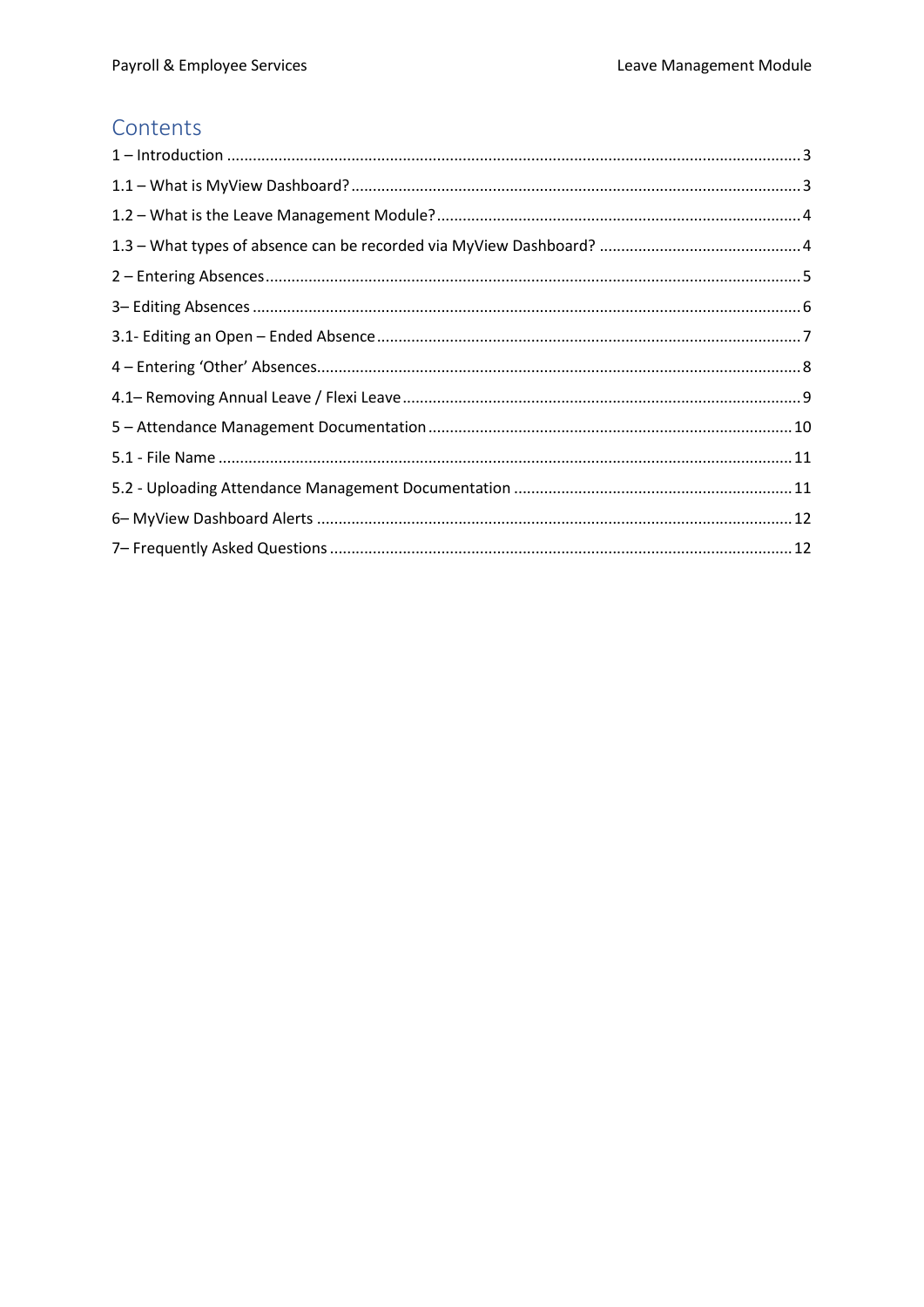## Contents

1 – Introduction ........................................................................................................................................ 3

1.1 – What is MyView Dashboard? ........................................................................................................ 3

1.2 – What is the Leave Management Module? .................................................................................... 4

1.3 – What types of absence can be recorded via MyView Dashboard? ............................................... 4

2 – Entering Absences ............................................................................................................................ 5

3– Editing Absences ............................................................................................................................... 6

3.1- Editing an Open – Ended Absence .................................................................................................. 7

4 – Entering 'Other' Absences ................................................................................................................ 8

4.1– Removing Annual Leave / Flexi Leave ............................................................................................ 9

5 – Attendance Management Documentation .................................................................................... 10

5.1 - File Name ...................................................................................................................................... 11

5.2 - Uploading Attendance Management Documentation ................................................................. 11

6– MyView Dashboard Alerts .............................................................................................................. 12

7– Frequently Asked Questions ........................................................................................................... 12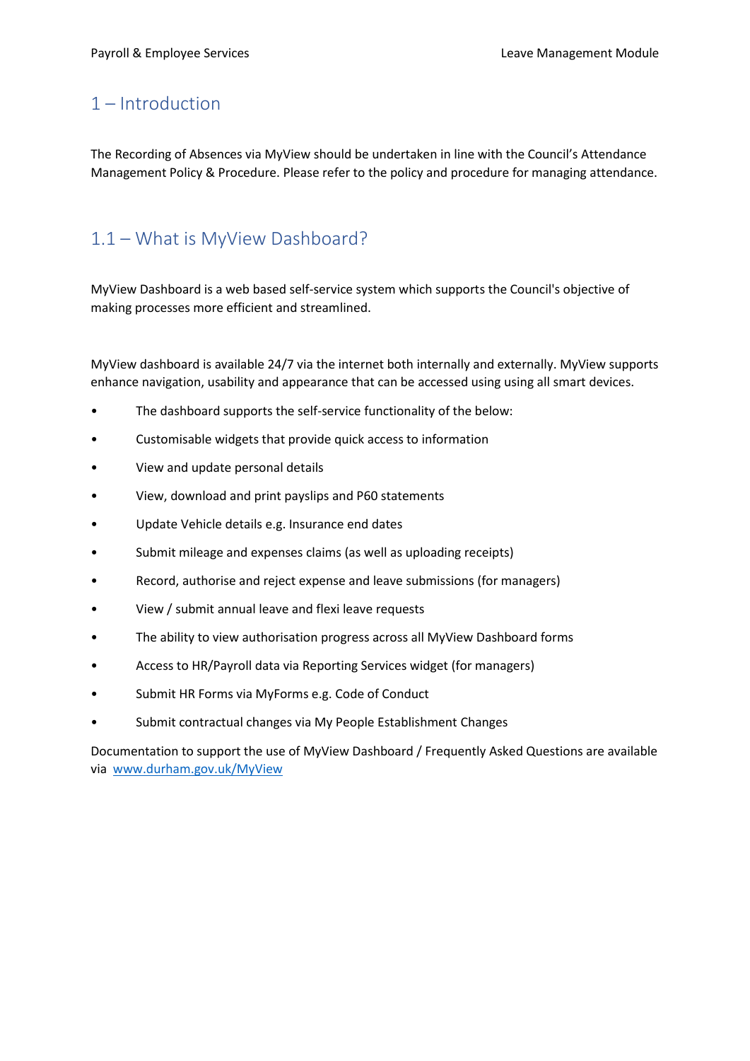# 1 – Introduction

The Recording of Absences via MyView should be undertaken in line with the Council's Attendance Management Policy & Procedure. Please refer to the policy and procedure for managing attendance.

## 1.1 – What is MyView Dashboard?

MyView Dashboard is a web based self-service system which supports the Council's objective of making processes more efficient and streamlined.

MyView dashboard is available 24/7 via the internet both internally and externally. MyView supports enhance navigation, usability and appearance that can be accessed using using all smart devices.

- The dashboard supports the self-service functionality of the below:
- Customisable widgets that provide quick access to information
- View and update personal details
- View, download and print payslips and P60 statements
- Update Vehicle details e.g. Insurance end dates
- Submit mileage and expenses claims (as well as uploading receipts)
- Record, authorise and reject expense and leave submissions (for managers)
- View / submit annual leave and flexi leave requests
- The ability to view authorisation progress across all MyView Dashboard forms
- Access to HR/Payroll data via Reporting Services widget (for managers)
- Submit HR Forms via MyForms e.g. Code of Conduct
- Submit contractual changes via My People Establishment Changes

Documentation to support the use of MyView Dashboard / Frequently Asked Questions are available via [www.durham.gov.uk/MyView](www.durham.gov.uk/MyView)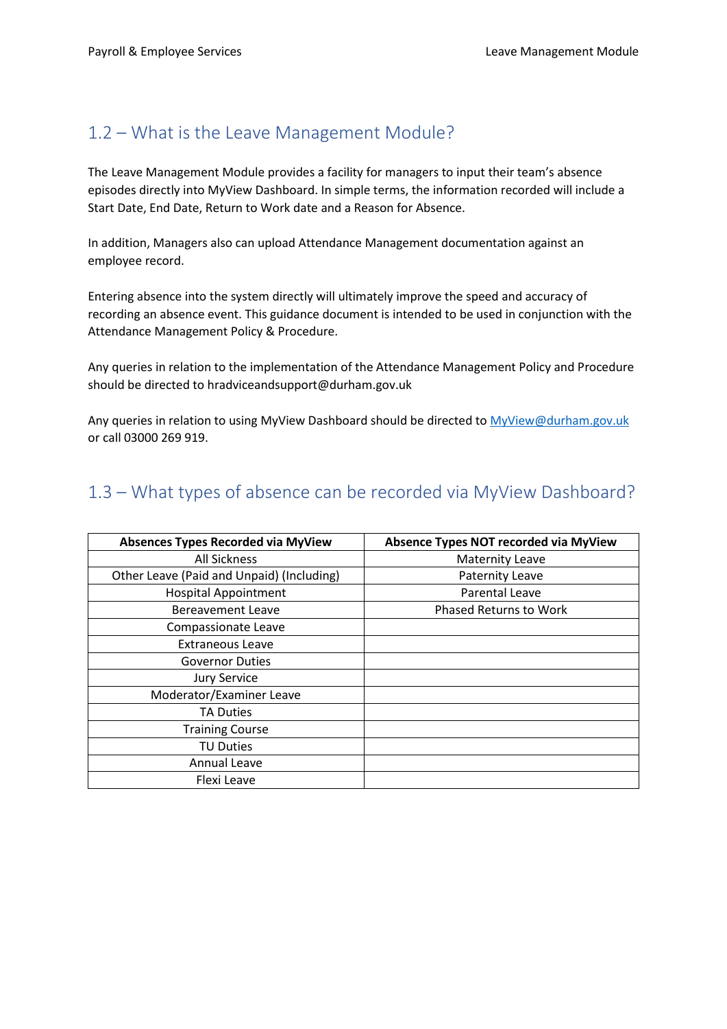## 1.2 – What is the Leave Management Module?

The Leave Management Module provides a facility for managers to input their team's absence episodes directly into MyView Dashboard. In simple terms, the information recorded will include a Start Date, End Date, Return to Work date and a Reason for Absence.

In addition, Managers also can upload Attendance Management documentation against an employee record.

Entering absence into the system directly will ultimately improve the speed and accuracy of recording an absence event. This guidance document is intended to be used in conjunction with the Attendance Management Policy & Procedure.

Any queries in relation to the implementation of the Attendance Management Policy and Procedure should be directed to hradviceandsupport@durham.gov.uk

Any queries in relation to using MyView Dashboard should be directed to MyView@durham.gov.uk or call 03000 269 919.

## 1.3 – What types of absence can be recorded via MyView Dashboard?

| Absences Types Recorded via MyView | Absence Types NOT recorded via MyView |
|---|---|
| All Sickness | Maternity Leave |
| Other Leave (Paid and Unpaid) (Including) | Paternity Leave |
| Hospital Appointment | Parental Leave |
| Bereavement Leave | Phased Returns to Work |
| Compassionate Leave | |
| Extraneous Leave | |
| Governor Duties | |
| Jury Service | |
| Moderator/Examiner Leave | |
| TA Duties | |
| Training Course | |
| TU Duties | |
| Annual Leave | |
| Flexi Leave | |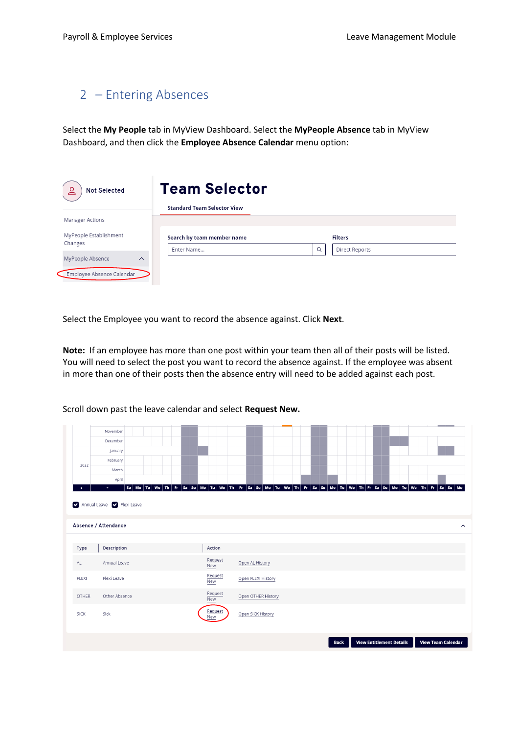## 2 – Entering Absences

Select the **My People** tab in MyView Dashboard. Select the **MyPeople Absence** tab in MyView Dashboard, and then click the **Employee Absence Calendar** menu option:

Select the Employee you want to record the absence against. Click **Next**.

**Note:** If an employee has more than one post within your team then all of their posts will be listed. You will need to select the post you want to record the absence against. If the employee was absent in more than one of their posts then the absence entry will need to be added against each post.

Scroll down past the leave calendar and select **Request New.**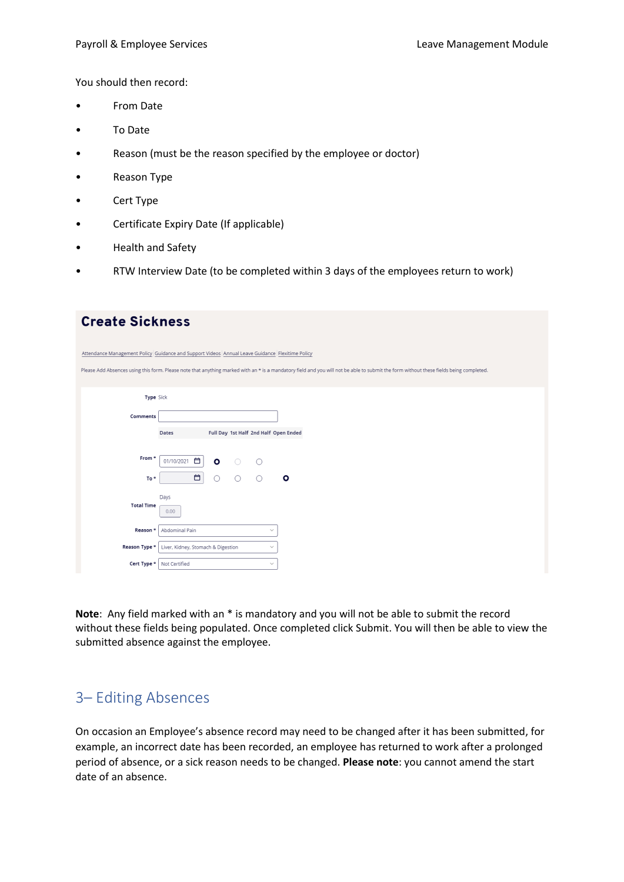You should then record:

- From Date
- To Date
- Reason (must be the reason specified by the employee or doctor)
- Reason Type
- Cert Type
- Certificate Expiry Date (If applicable)
- Health and Safety
- RTW Interview Date (to be completed within 3 days of the employees return to work)

**Create Sickness**

Attendance Management Policy | Guidance and Support Videos | Annual Leave Guidance | Flexitime Policy

Please Add Absences using this form. Please note that anything marked with an * is a mandatory field and you will not be able to submit the form without these fields being completed.

Type: Sick

Comments:

| | Dates | Full Day | 1st Half | 2nd Half | Open Ended |
|---|---|---|---|---|---|
| From * | 01/10/2021 | ● | ○ | ○ | |
| To * | | ○ | ○ | ○ | ● |

Total Time: Days 0.00

Reason *: Abdominal Pain

Reason Type *: Liver, Kidney, Stomach & Digestion

Cert Type *: Not Certified

**Note**: Any field marked with an * is mandatory and you will not be able to submit the record without these fields being populated. Once completed click Submit. You will then be able to view the submitted absence against the employee.

## 3– Editing Absences

On occasion an Employee's absence record may need to be changed after it has been submitted, for example, an incorrect date has been recorded, an employee has returned to work after a prolonged period of absence, or a sick reason needs to be changed. **Please note**: you cannot amend the start date of an absence.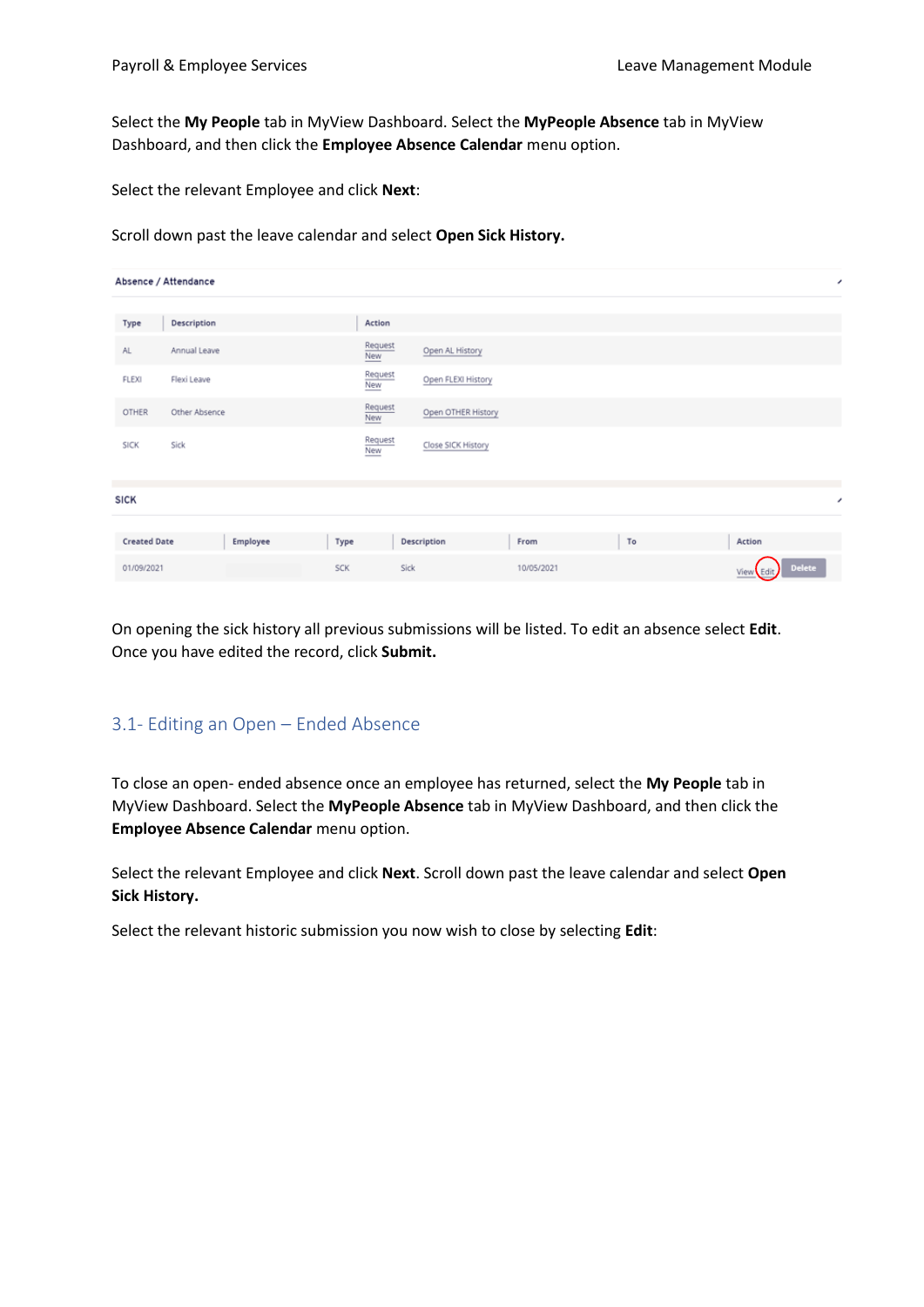Select the **My People** tab in MyView Dashboard. Select the **MyPeople Absence** tab in MyView Dashboard, and then click the **Employee Absence Calendar** menu option.

Select the relevant Employee and click **Next**:

Scroll down past the leave calendar and select **Open Sick History.**

**Absence / Attendance**

| Type | Description | Action | |
|---|---|---|---|
| AL | Annual Leave | Request New | Open AL History |
| FLEXI | Flexi Leave | Request New | Open FLEXI History |
| OTHER | Other Absence | Request New | Open OTHER History |
| SICK | Sick | Request New | Close SICK History |

**SICK**

| Created Date | Employee | Type | Description | From | To | Action |
|---|---|---|---|---|---|---|
| 01/09/2021 | | SCK | Sick | 10/05/2021 | | View Edit Delete |

On opening the sick history all previous submissions will be listed. To edit an absence select **Edit**. Once you have edited the record, click **Submit.**

## 3.1- Editing an Open – Ended Absence

To close an open- ended absence once an employee has returned, select the **My People** tab in MyView Dashboard. Select the **MyPeople Absence** tab in MyView Dashboard, and then click the **Employee Absence Calendar** menu option.

Select the relevant Employee and click **Next**. Scroll down past the leave calendar and select **Open Sick History.**

Select the relevant historic submission you now wish to close by selecting **Edit**: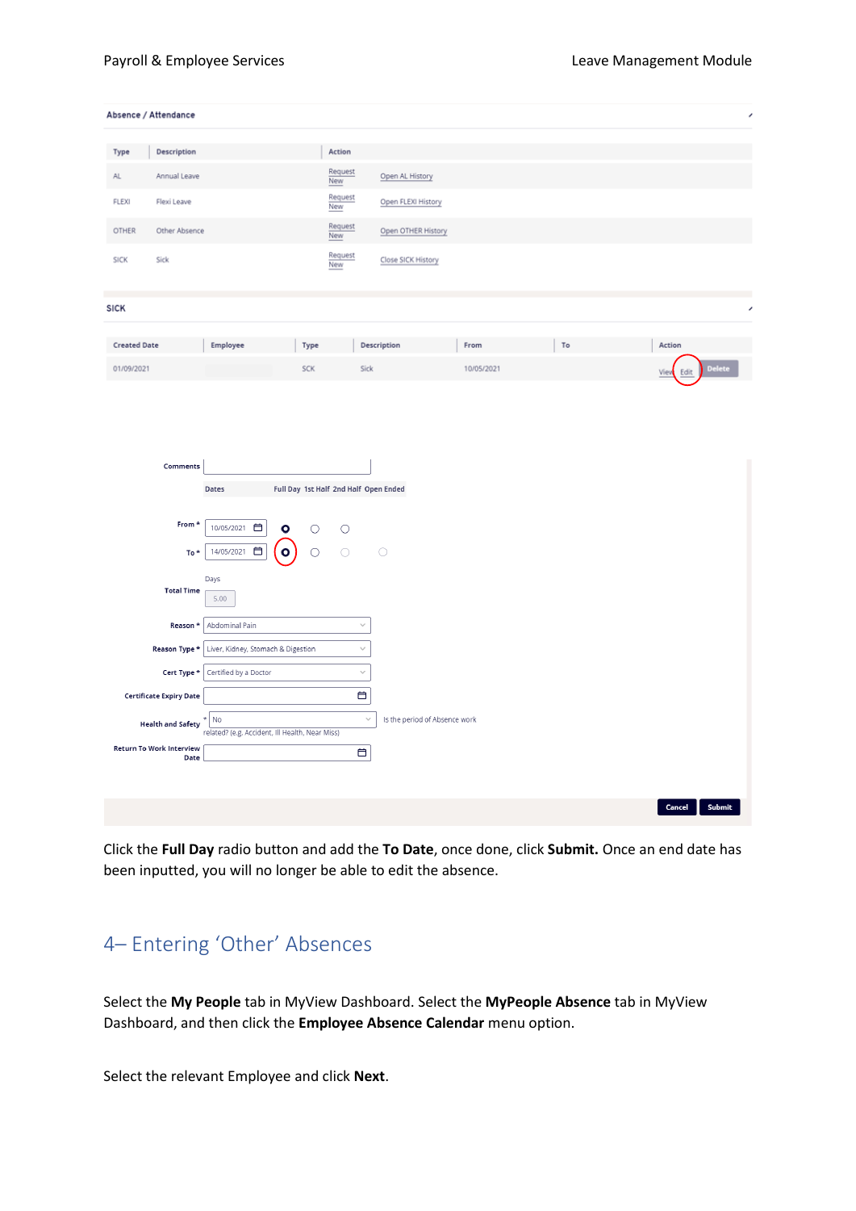Absence / Attendance

| Type | Description | Action | |
|---|---|---|---|
| AL | Annual Leave | Request New | Open AL History |
| FLEXI | Flexi Leave | Request New | Open FLEXI History |
| OTHER | Other Absence | Request New | Open OTHER History |
| SICK | Sick | Request New | Close SICK History |

SICK

| Created Date | Employee | Type | Description | From | To | Action |
|---|---|---|---|---|---|---|
| 01/09/2021 | | SCK | Sick | 10/05/2021 | | View Edit Delete |

Comments

Dates: Full Day, 1st Half, 2nd Half, Open Ended

From * 10/05/2021

To * 14/05/2021

Total Time: Days 5.00

Reason *: Abdominal Pain

Reason Type *: Liver, Kidney, Stomach & Digestion

Cert Type *: Certified by a Doctor

Certificate Expiry Date

Health and Safety *: No — Is the period of Absence work related? (e.g. Accident, Ill Health, Near Miss)

Return To Work Interview Date

Cancel | Submit

Click the **Full Day** radio button and add the **To Date**, once done, click **Submit.** Once an end date has been inputted, you will no longer be able to edit the absence.

## 4– Entering 'Other' Absences

Select the **My People** tab in MyView Dashboard. Select the **MyPeople Absence** tab in MyView Dashboard, and then click the **Employee Absence Calendar** menu option.

Select the relevant Employee and click **Next**.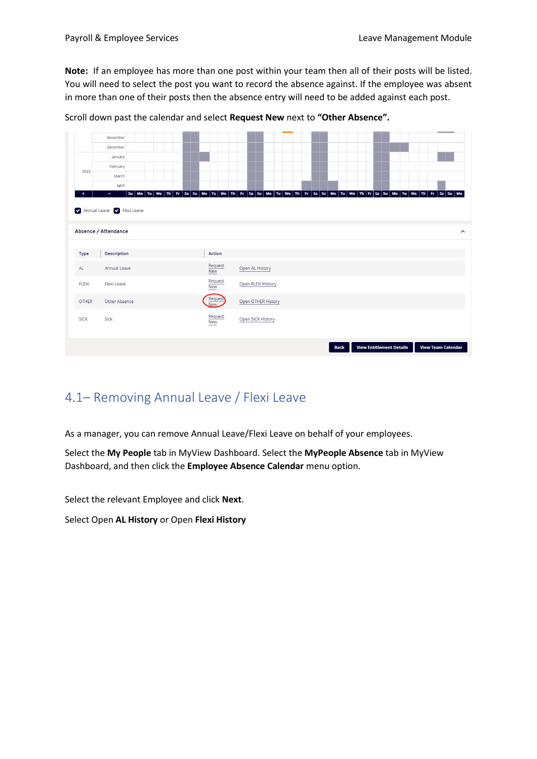**Note:** If an employee has more than one post within your team then all of their posts will be listed. You will need to select the post you want to record the absence against. If the employee was absent in more than one of their posts then the absence entry will need to be added against each post.

Scroll down past the calendar and select **Request New** next to **"Other Absence".**

## 4.1– Removing Annual Leave / Flexi Leave

As a manager, you can remove Annual Leave/Flexi Leave on behalf of your employees.

Select the **My People** tab in MyView Dashboard. Select the **MyPeople Absence** tab in MyView Dashboard, and then click the **Employee Absence Calendar** menu option.

Select the relevant Employee and click **Next**.

Select Open **AL History** or Open **Flexi History**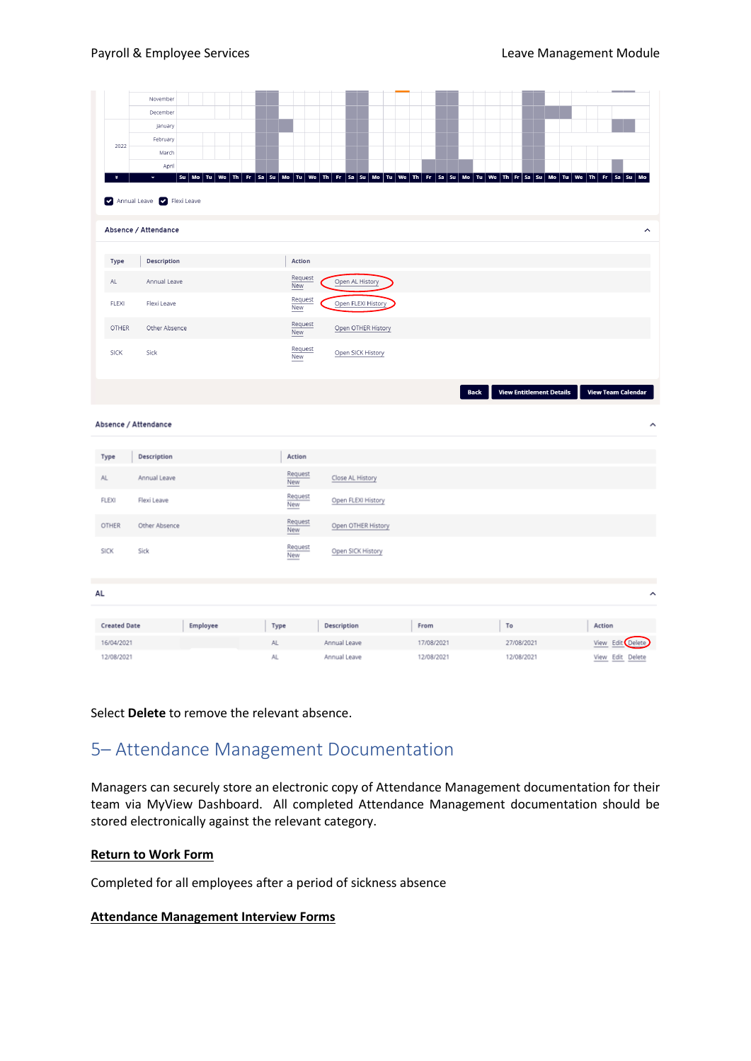| Type | Description | Action | |
|---|---|---|---|
| AL | Annual Leave | Request New | Open AL History |
| FLEXI | Flexi Leave | Request New | Open FLEXI History |
| OTHER | Other Absence | Request New | Open OTHER History |
| SICK | Sick | Request New | Open SICK History |

| Type | Description | Action | |
|---|---|---|---|
| AL | Annual Leave | Request New | Close AL History |
| FLEXI | Flexi Leave | Request New | Open FLEXI History |
| OTHER | Other Absence | Request New | Open OTHER History |
| SICK | Sick | Request New | Open SICK History |

| Created Date | Employee | Type | Description | From | To | Action |
|---|---|---|---|---|---|---|
| 16/04/2021 | | AL | Annual Leave | 17/08/2021 | 27/08/2021 | View Edit Delete |
| 12/08/2021 | | AL | Annual Leave | 12/08/2021 | 12/08/2021 | View Edit Delete |

Select **Delete** to remove the relevant absence.

# 5– Attendance Management Documentation

Managers can securely store an electronic copy of Attendance Management documentation for their team via MyView Dashboard. All completed Attendance Management documentation should be stored electronically against the relevant category.

**Return to Work Form**

Completed for all employees after a period of sickness absence

**Attendance Management Interview Forms**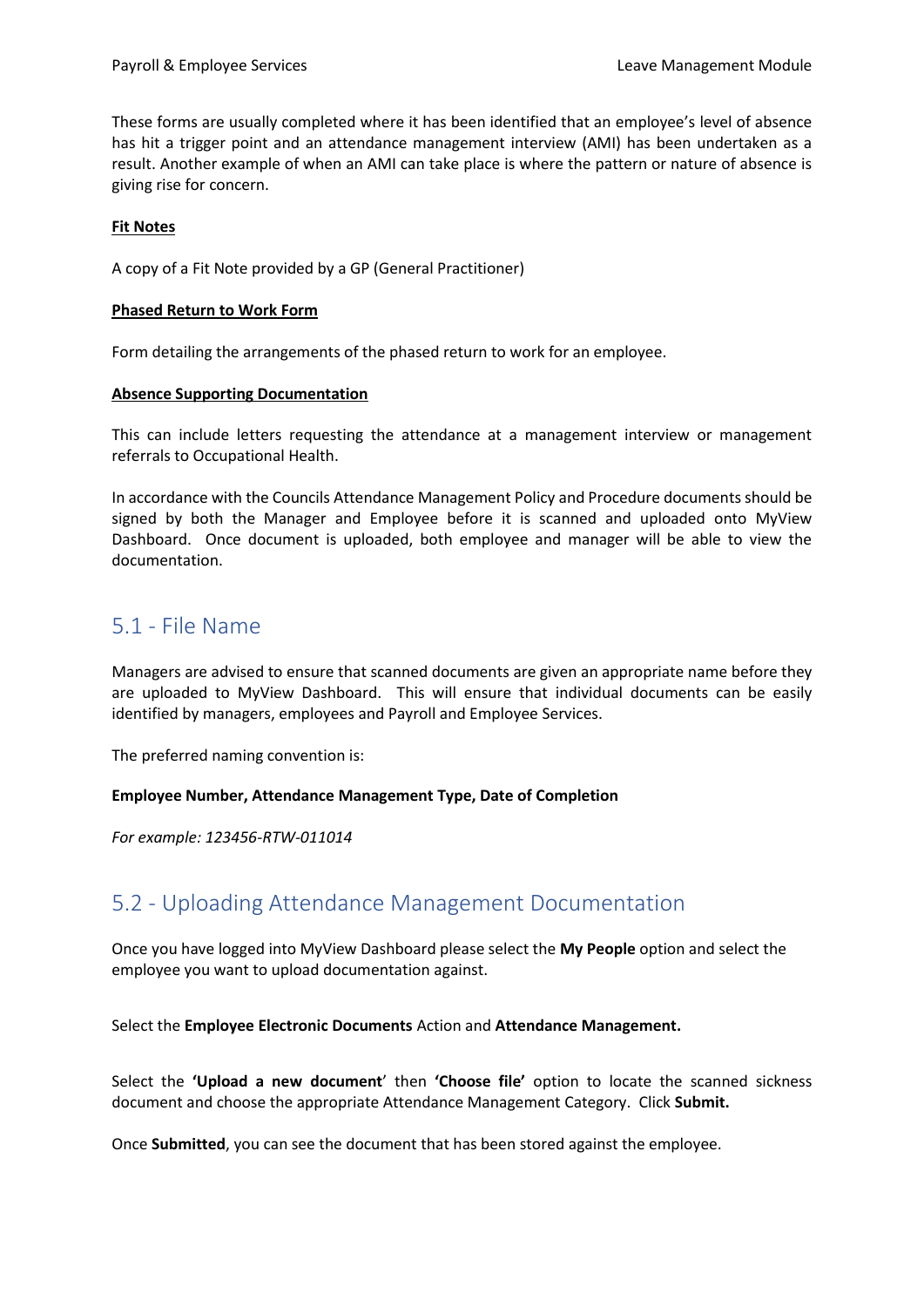These forms are usually completed where it has been identified that an employee's level of absence has hit a trigger point and an attendance management interview (AMI) has been undertaken as a result. Another example of when an AMI can take place is where the pattern or nature of absence is giving rise for concern.

**Fit Notes**

A copy of a Fit Note provided by a GP (General Practitioner)

**Phased Return to Work Form**

Form detailing the arrangements of the phased return to work for an employee.

**Absence Supporting Documentation**

This can include letters requesting the attendance at a management interview or management referrals to Occupational Health.

In accordance with the Councils Attendance Management Policy and Procedure documents should be signed by both the Manager and Employee before it is scanned and uploaded onto MyView Dashboard. Once document is uploaded, both employee and manager will be able to view the documentation.

## 5.1 - File Name

Managers are advised to ensure that scanned documents are given an appropriate name before they are uploaded to MyView Dashboard. This will ensure that individual documents can be easily identified by managers, employees and Payroll and Employee Services.

The preferred naming convention is:

**Employee Number, Attendance Management Type, Date of Completion**

*For example: 123456-RTW-011014*

## 5.2 - Uploading Attendance Management Documentation

Once you have logged into MyView Dashboard please select the **My People** option and select the employee you want to upload documentation against.

Select the **Employee Electronic Documents** Action and **Attendance Management.**

Select the **'Upload a new document'** then **'Choose file'** option to locate the scanned sickness document and choose the appropriate Attendance Management Category. Click **Submit.**

Once **Submitted**, you can see the document that has been stored against the employee.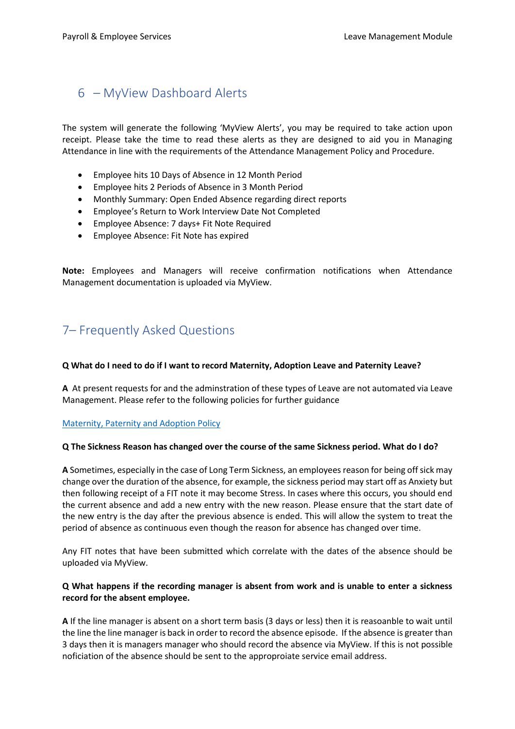## 6 – MyView Dashboard Alerts

The system will generate the following 'MyView Alerts', you may be required to take action upon receipt. Please take the time to read these alerts as they are designed to aid you in Managing Attendance in line with the requirements of the Attendance Management Policy and Procedure.

- Employee hits 10 Days of Absence in 12 Month Period
- Employee hits 2 Periods of Absence in 3 Month Period
- Monthly Summary: Open Ended Absence regarding direct reports
- Employee's Return to Work Interview Date Not Completed
- Employee Absence: 7 days+ Fit Note Required
- Employee Absence: Fit Note has expired

**Note:** Employees and Managers will receive confirmation notifications when Attendance Management documentation is uploaded via MyView.

## 7– Frequently Asked Questions

**Q What do I need to do if I want to record Maternity, Adoption Leave and Paternity Leave?**

**A** At present requests for and the adminstration of these types of Leave are not automated via Leave Management. Please refer to the following policies for further guidance

Maternity, Paternity and Adoption Policy

**Q The Sickness Reason has changed over the course of the same Sickness period. What do I do?**

**A** Sometimes, especially in the case of Long Term Sickness, an employees reason for being off sick may change over the duration of the absence, for example, the sickness period may start off as Anxiety but then following receipt of a FIT note it may become Stress. In cases where this occurs, you should end the current absence and add a new entry with the new reason. Please ensure that the start date of the new entry is the day after the previous absence is ended. This will allow the system to treat the period of absence as continuous even though the reason for absence has changed over time.

Any FIT notes that have been submitted which correlate with the dates of the absence should be uploaded via MyView.

**Q What happens if the recording manager is absent from work and is unable to enter a sickness record for the absent employee.**

**A** If the line manager is absent on a short term basis (3 days or less) then it is reasoanble to wait until the line the line manager is back in order to record the absence episode. If the absence is greater than 3 days then it is managers manager who should record the absence via MyView. If this is not possible noficiation of the absence should be sent to the approproiate service email address.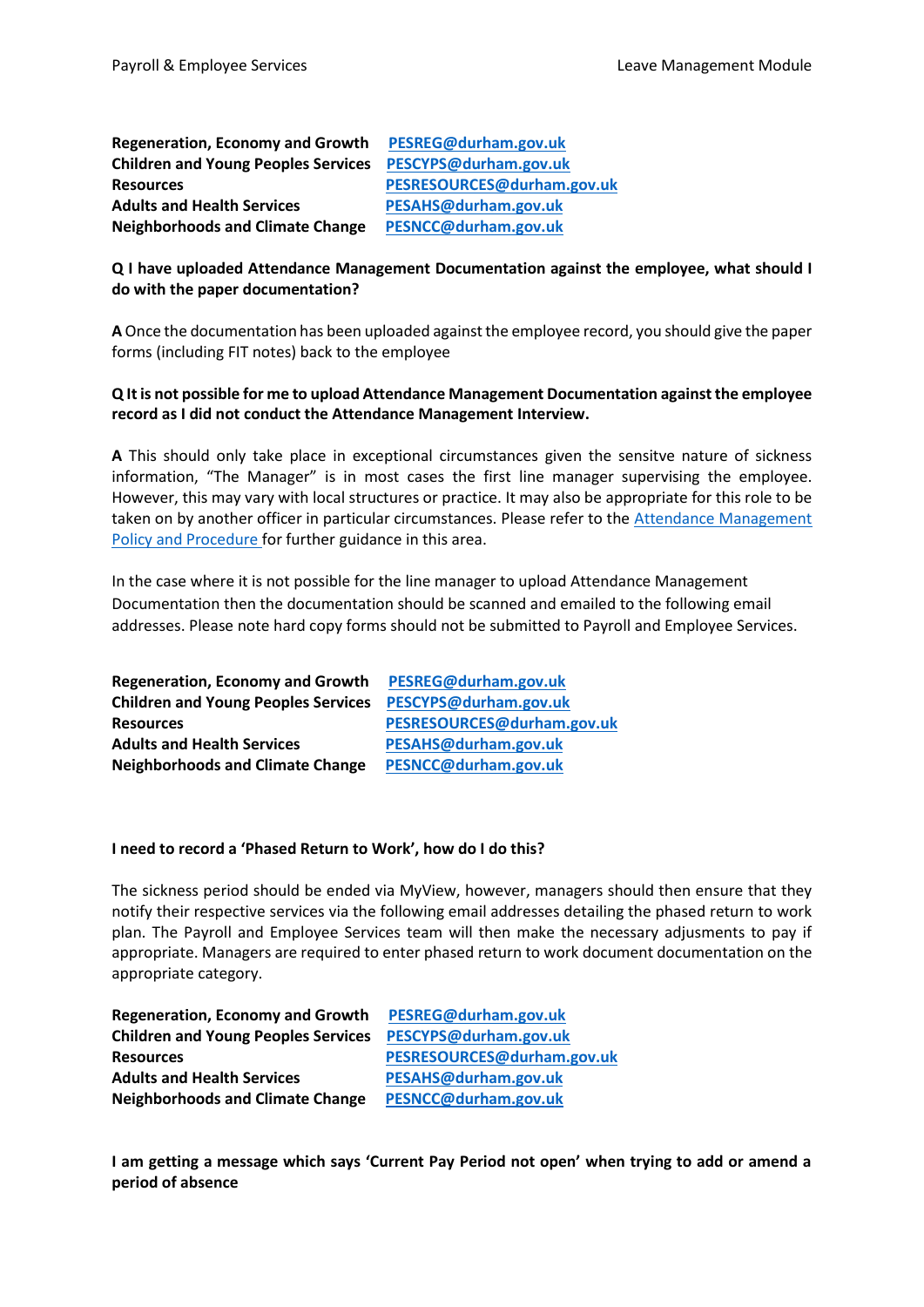| | |
|---|---|
| **Regeneration, Economy and Growth** | [PESREG@durham.gov.uk](mailto:PESREG@durham.gov.uk) |
| **Children and Young Peoples Services** | [PESCYPS@durham.gov.uk](mailto:PESCYPS@durham.gov.uk) |
| **Resources** | [PESRESOURCES@durham.gov.uk](mailto:PESRESOURCES@durham.gov.uk) |
| **Adults and Health Services** | [PESAHS@durham.gov.uk](mailto:PESAHS@durham.gov.uk) |
| **Neighborhoods and Climate Change** | [PESNCC@durham.gov.uk](mailto:PESNCC@durham.gov.uk) |

**Q I have uploaded Attendance Management Documentation against the employee, what should I do with the paper documentation?**

**A** Once the documentation has been uploaded against the employee record, you should give the paper forms (including FIT notes) back to the employee

**Q It is not possible for me to upload Attendance Management Documentation against the employee record as I did not conduct the Attendance Management Interview.**

**A** This should only take place in exceptional circumstances given the sensitve nature of sickness information, "The Manager" is in most cases the first line manager supervising the employee. However, this may vary with local structures or practice. It may also be appropriate for this role to be taken on by another officer in particular circumstances. Please refer to the Attendance Management Policy and Procedure for further guidance in this area.

In the case where it is not possible for the line manager to upload Attendance Management Documentation then the documentation should be scanned and emailed to the following email addresses. Please note hard copy forms should not be submitted to Payroll and Employee Services.

| | |
|---|---|
| **Regeneration, Economy and Growth** | [PESREG@durham.gov.uk](mailto:PESREG@durham.gov.uk) |
| **Children and Young Peoples Services** | [PESCYPS@durham.gov.uk](mailto:PESCYPS@durham.gov.uk) |
| **Resources** | [PESRESOURCES@durham.gov.uk](mailto:PESRESOURCES@durham.gov.uk) |
| **Adults and Health Services** | [PESAHS@durham.gov.uk](mailto:PESAHS@durham.gov.uk) |
| **Neighborhoods and Climate Change** | [PESNCC@durham.gov.uk](mailto:PESNCC@durham.gov.uk) |

**I need to record a 'Phased Return to Work', how do I do this?**

The sickness period should be ended via MyView, however, managers should then ensure that they notify their respective services via the following email addresses detailing the phased return to work plan. The Payroll and Employee Services team will then make the necessary adjustments to pay if appropriate. Managers are required to enter phased return to work document documentation on the appropriate category.

| | |
|---|---|
| **Regeneration, Economy and Growth** | [PESREG@durham.gov.uk](mailto:PESREG@durham.gov.uk) |
| **Children and Young Peoples Services** | [PESCYPS@durham.gov.uk](mailto:PESCYPS@durham.gov.uk) |
| **Resources** | [PESRESOURCES@durham.gov.uk](mailto:PESRESOURCES@durham.gov.uk) |
| **Adults and Health Services** | [PESAHS@durham.gov.uk](mailto:PESAHS@durham.gov.uk) |
| **Neighborhoods and Climate Change** | [PESNCC@durham.gov.uk](mailto:PESNCC@durham.gov.uk) |

**I am getting a message which says 'Current Pay Period not open' when trying to add or amend a period of absence**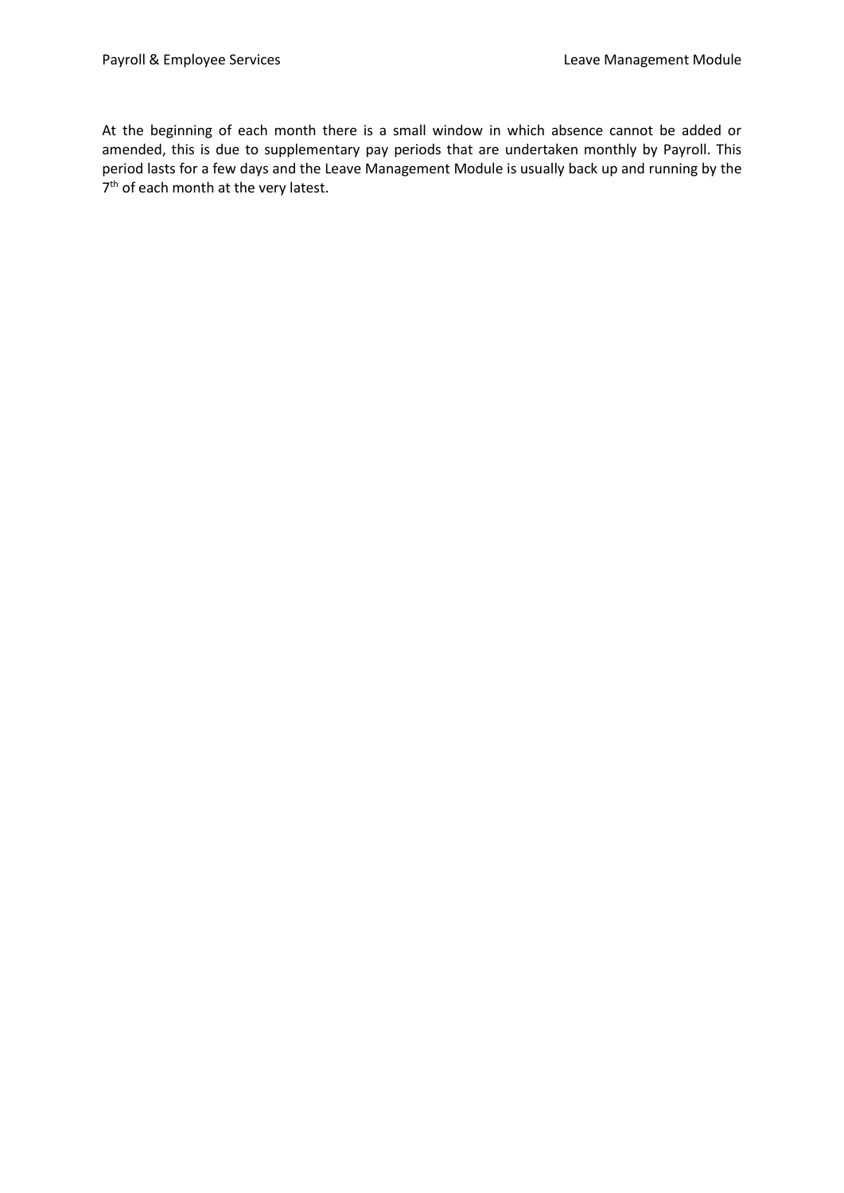At the beginning of each month there is a small window in which absence cannot be added or amended, this is due to supplementary pay periods that are undertaken monthly by Payroll. This period lasts for a few days and the Leave Management Module is usually back up and running by the 7th of each month at the very latest.